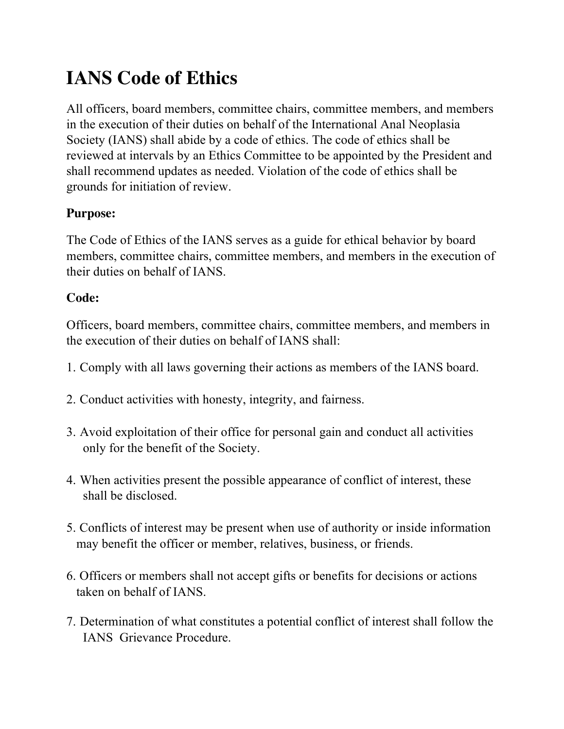# IANS Code of Ethics

All officers, board members, committee chairs, committee members, and members in the execution of their duties on behalf of the International Anal Neoplasia Society (IANS) shall abide by a code of ethics. The code of ethics shall be reviewed at intervals by an Ethics Committee to be appointed by the President and shall recommend updates as needed. Violation of the code of ethics shall be grounds for initiation of review.

**Purpose:**

The Code of Ethics of the IANS serves as a guide for ethical behavior by board members, committee chairs, committee members, and members in the execution of their duties on behalf of IANS.

**Code:**

Officers, board members, committee chairs, committee members, and members in the execution of their duties on behalf of IANS shall:

1. Comply with all laws governing their actions as members of the IANS board.

2. Conduct activities with honesty, integrity, and fairness.

3. Avoid exploitation of their office for personal gain and conduct all activities only for the benefit of the Society.

4. When activities present the possible appearance of conflict of interest, these shall be disclosed.

5. Conflicts of interest may be present when use of authority or inside information may benefit the officer or member, relatives, business, or friends.

6. Officers or members shall not accept gifts or benefits for decisions or actions taken on behalf of IANS.

7. Determination of what constitutes a potential conflict of interest shall follow the IANS Grievance Procedure.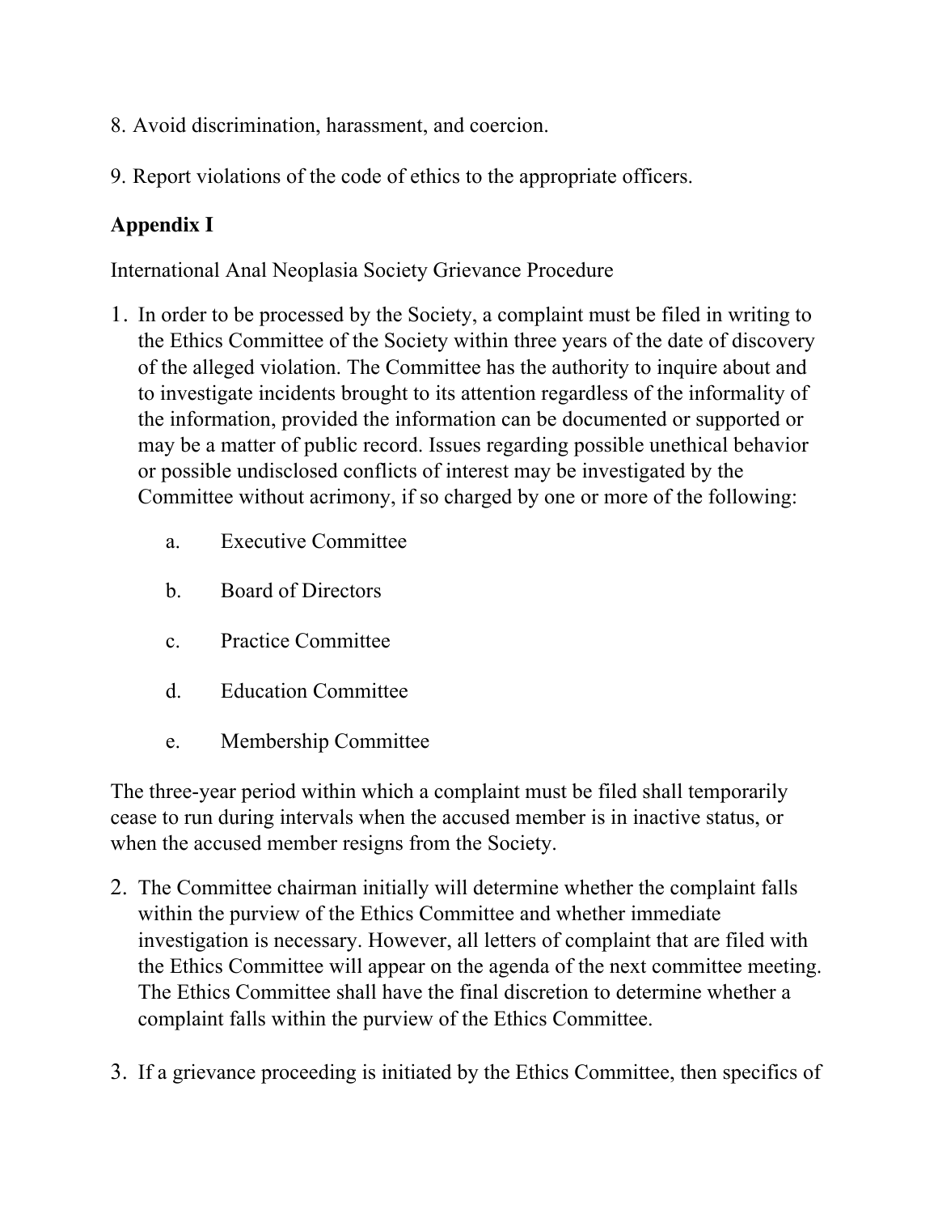8. Avoid discrimination, harassment, and coercion.

9. Report violations of the code of ethics to the appropriate officers.

## Appendix I

International Anal Neoplasia Society Grievance Procedure

1. In order to be processed by the Society, a complaint must be filed in writing to the Ethics Committee of the Society within three years of the date of discovery of the alleged violation. The Committee has the authority to inquire about and to investigate incidents brought to its attention regardless of the informality of the information, provided the information can be documented or supported or may be a matter of public record. Issues regarding possible unethical behavior or possible undisclosed conflicts of interest may be investigated by the Committee without acrimony, if so charged by one or more of the following:

   a. Executive Committee

   b. Board of Directors

   c. Practice Committee

   d. Education Committee

   e. Membership Committee

The three-year period within which a complaint must be filed shall temporarily cease to run during intervals when the accused member is in inactive status, or when the accused member resigns from the Society.

2. The Committee chairman initially will determine whether the complaint falls within the purview of the Ethics Committee and whether immediate investigation is necessary. However, all letters of complaint that are filed with the Ethics Committee will appear on the agenda of the next committee meeting. The Ethics Committee shall have the final discretion to determine whether a complaint falls within the purview of the Ethics Committee.

3. If a grievance proceeding is initiated by the Ethics Committee, then specifics of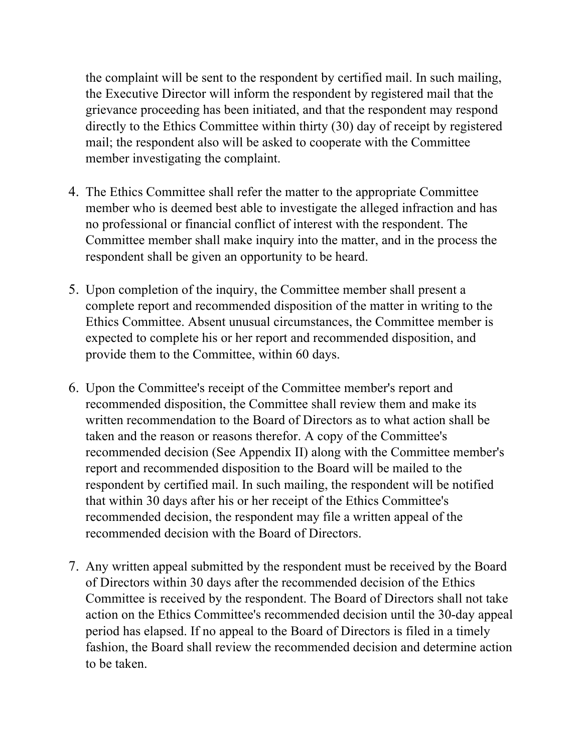the complaint will be sent to the respondent by certified mail. In such mailing, the Executive Director will inform the respondent by registered mail that the grievance proceeding has been initiated, and that the respondent may respond directly to the Ethics Committee within thirty (30) day of receipt by registered mail; the respondent also will be asked to cooperate with the Committee member investigating the complaint.

4. The Ethics Committee shall refer the matter to the appropriate Committee member who is deemed best able to investigate the alleged infraction and has no professional or financial conflict of interest with the respondent. The Committee member shall make inquiry into the matter, and in the process the respondent shall be given an opportunity to be heard.

5. Upon completion of the inquiry, the Committee member shall present a complete report and recommended disposition of the matter in writing to the Ethics Committee. Absent unusual circumstances, the Committee member is expected to complete his or her report and recommended disposition, and provide them to the Committee, within 60 days.

6. Upon the Committee's receipt of the Committee member's report and recommended disposition, the Committee shall review them and make its written recommendation to the Board of Directors as to what action shall be taken and the reason or reasons therefor. A copy of the Committee's recommended decision (See Appendix II) along with the Committee member's report and recommended disposition to the Board will be mailed to the respondent by certified mail. In such mailing, the respondent will be notified that within 30 days after his or her receipt of the Ethics Committee's recommended decision, the respondent may file a written appeal of the recommended decision with the Board of Directors.

7. Any written appeal submitted by the respondent must be received by the Board of Directors within 30 days after the recommended decision of the Ethics Committee is received by the respondent. The Board of Directors shall not take action on the Ethics Committee's recommended decision until the 30-day appeal period has elapsed. If no appeal to the Board of Directors is filed in a timely fashion, the Board shall review the recommended decision and determine action to be taken.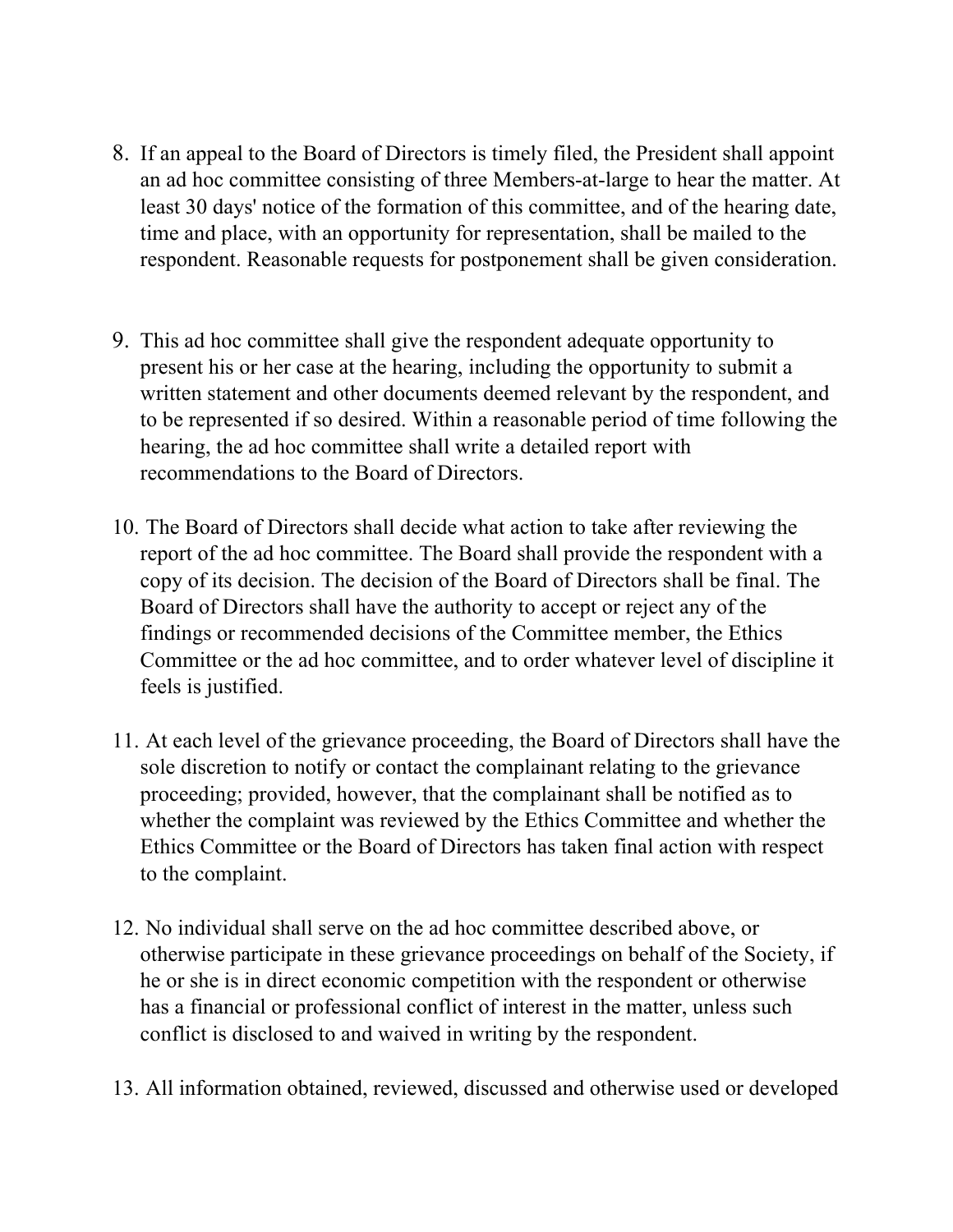8. If an appeal to the Board of Directors is timely filed, the President shall appoint an ad hoc committee consisting of three Members-at-large to hear the matter. At least 30 days' notice of the formation of this committee, and of the hearing date, time and place, with an opportunity for representation, shall be mailed to the respondent. Reasonable requests for postponement shall be given consideration.

9. This ad hoc committee shall give the respondent adequate opportunity to present his or her case at the hearing, including the opportunity to submit a written statement and other documents deemed relevant by the respondent, and to be represented if so desired. Within a reasonable period of time following the hearing, the ad hoc committee shall write a detailed report with recommendations to the Board of Directors.

10. The Board of Directors shall decide what action to take after reviewing the report of the ad hoc committee. The Board shall provide the respondent with a copy of its decision. The decision of the Board of Directors shall be final. The Board of Directors shall have the authority to accept or reject any of the findings or recommended decisions of the Committee member, the Ethics Committee or the ad hoc committee, and to order whatever level of discipline it feels is justified.

11. At each level of the grievance proceeding, the Board of Directors shall have the sole discretion to notify or contact the complainant relating to the grievance proceeding; provided, however, that the complainant shall be notified as to whether the complaint was reviewed by the Ethics Committee and whether the Ethics Committee or the Board of Directors has taken final action with respect to the complaint.

12. No individual shall serve on the ad hoc committee described above, or otherwise participate in these grievance proceedings on behalf of the Society, if he or she is in direct economic competition with the respondent or otherwise has a financial or professional conflict of interest in the matter, unless such conflict is disclosed to and waived in writing by the respondent.

13. All information obtained, reviewed, discussed and otherwise used or developed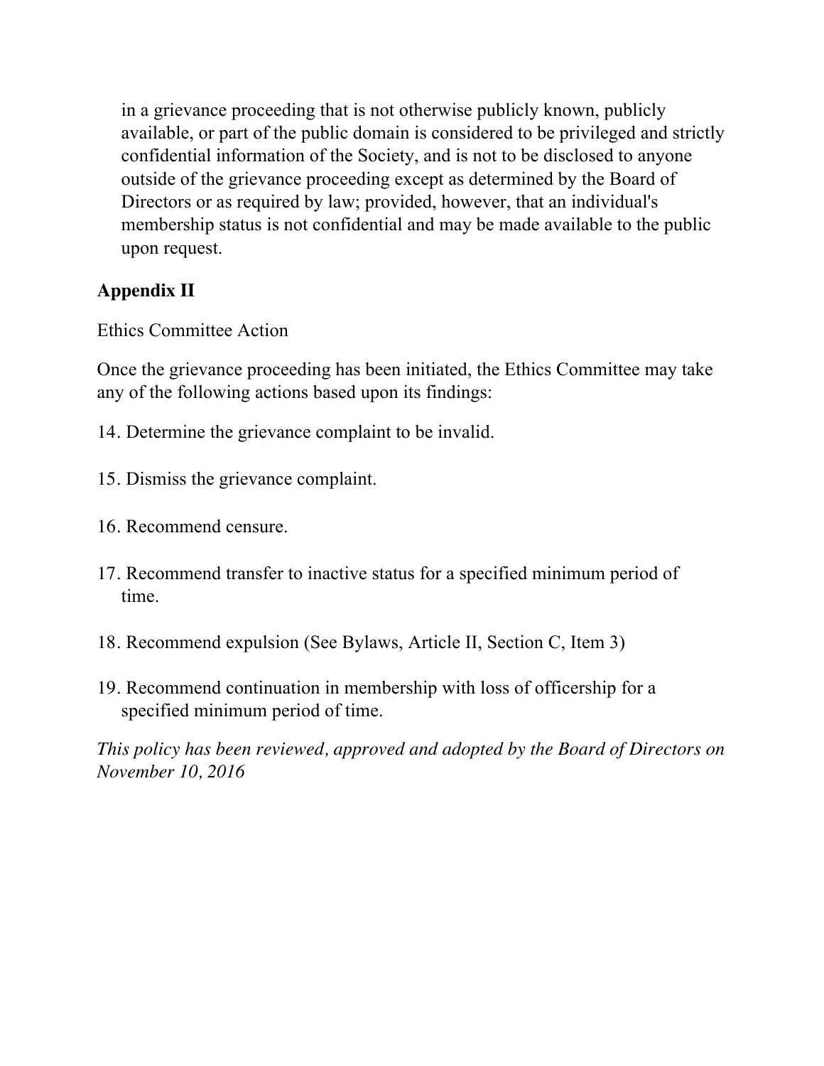in a grievance proceeding that is not otherwise publicly known, publicly available, or part of the public domain is considered to be privileged and strictly confidential information of the Society, and is not to be disclosed to anyone outside of the grievance proceeding except as determined by the Board of Directors or as required by law; provided, however, that an individual's membership status is not confidential and may be made available to the public upon request.

**Appendix II**

Ethics Committee Action

Once the grievance proceeding has been initiated, the Ethics Committee may take any of the following actions based upon its findings:

14. Determine the grievance complaint to be invalid.
15. Dismiss the grievance complaint.
16. Recommend censure.
17. Recommend transfer to inactive status for a specified minimum period of time.
18. Recommend expulsion (See Bylaws, Article II, Section C, Item 3)
19. Recommend continuation in membership with loss of officership for a specified minimum period of time.

*This policy has been reviewed, approved and adopted by the Board of Directors on November 10, 2016*